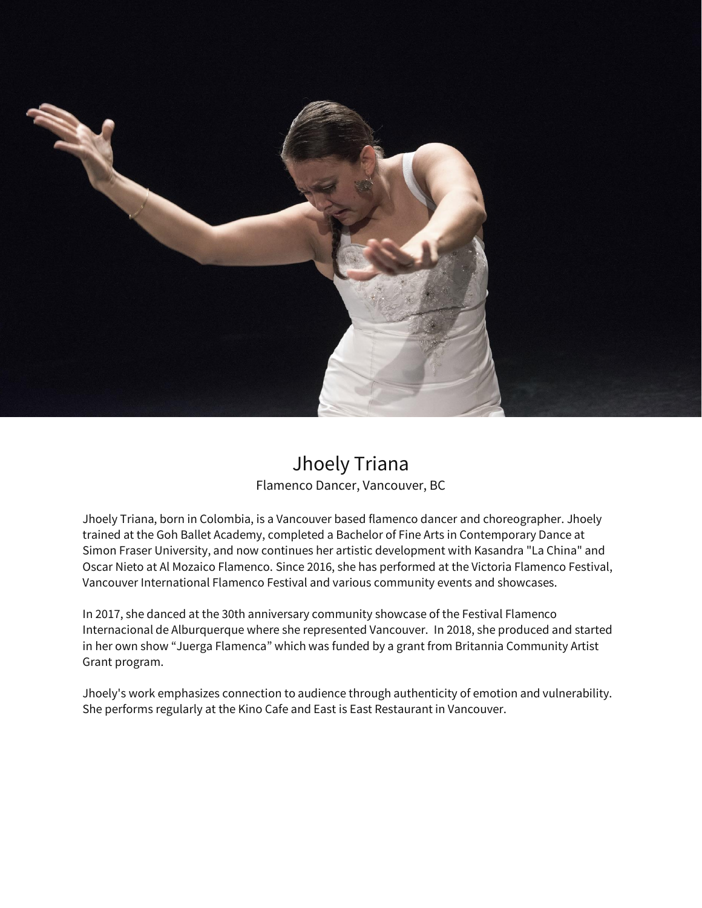# Jhoely Triana

Flamenco Dancer, Vancouver, BC

Jhoely Triana, born in Colombia, is a Vancouver based flamenco dancer and choreographer. Jhoely trained at the Goh Ballet Academy, completed a Bachelor of Fine Arts in Contemporary Dance at Simon Fraser University, and now continues her artistic development with Kasandra "La China" and Oscar Nieto at Al Mozaico Flamenco. Since 2016, she has performed at the Victoria Flamenco Festival, Vancouver International Flamenco Festival and various community events and showcases.

In 2017, she danced at the 30th anniversary community showcase of the Festival Flamenco Internacional de Alburquerque where she represented Vancouver. In 2018, she produced and started in her own show “Juerga Flamenca” which was funded by a grant from Britannia Community Artist Grant program.

Jhoely's work emphasizes connection to audience through authenticity of emotion and vulnerability. She performs regularly at the Kino Cafe and East is East Restaurant in Vancouver.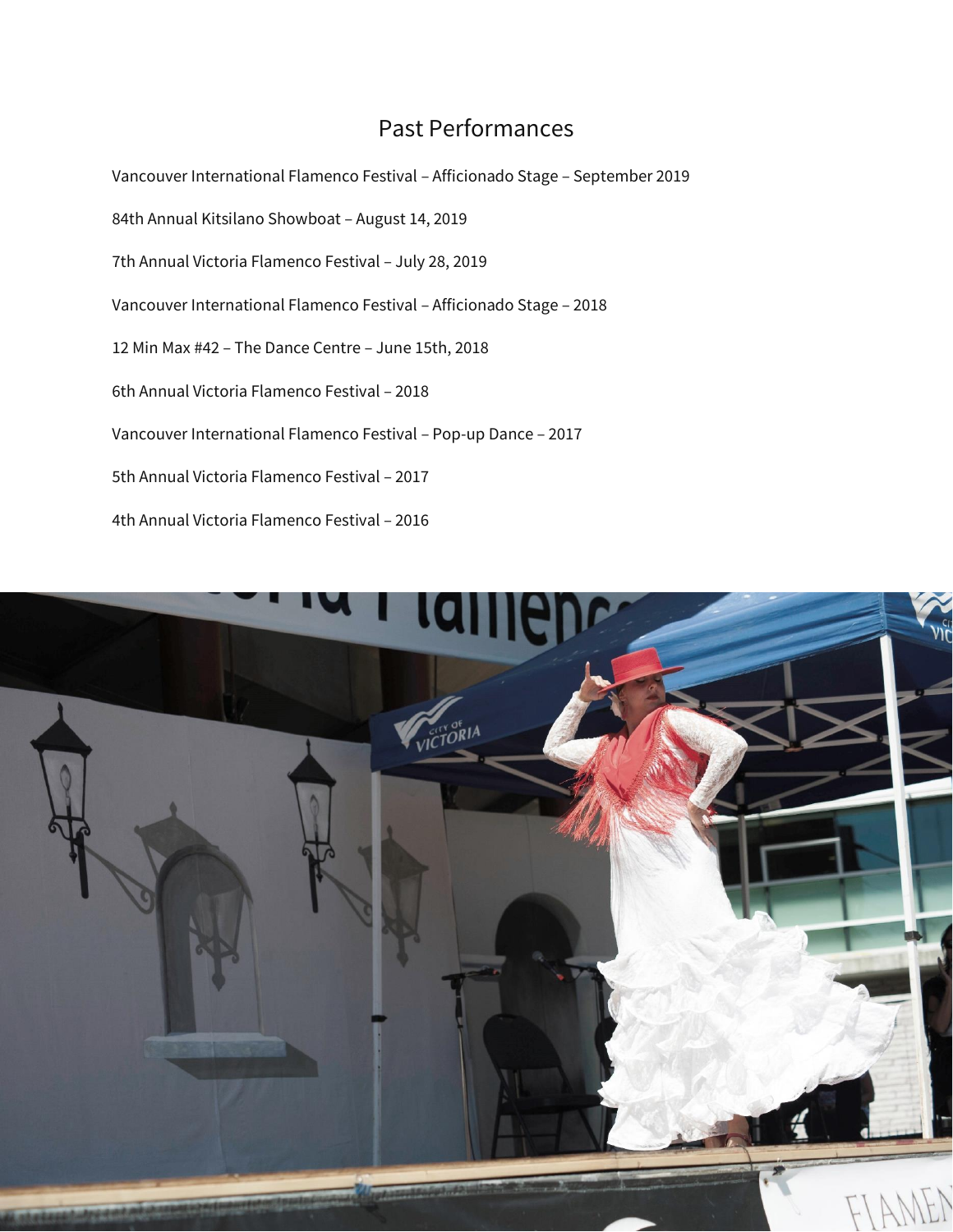# Past Performances

Vancouver International Flamenco Festival – Afficionado Stage – September 2019

84th Annual Kitsilano Showboat – August 14, 2019

7th Annual Victoria Flamenco Festival – July 28, 2019

Vancouver International Flamenco Festival – Afficionado Stage – 2018

12 Min Max #42 – The Dance Centre – June 15th, 2018

6th Annual Victoria Flamenco Festival – 2018

Vancouver International Flamenco Festival – Pop-up Dance – 2017

5th Annual Victoria Flamenco Festival – 2017

4th Annual Victoria Flamenco Festival – 2016